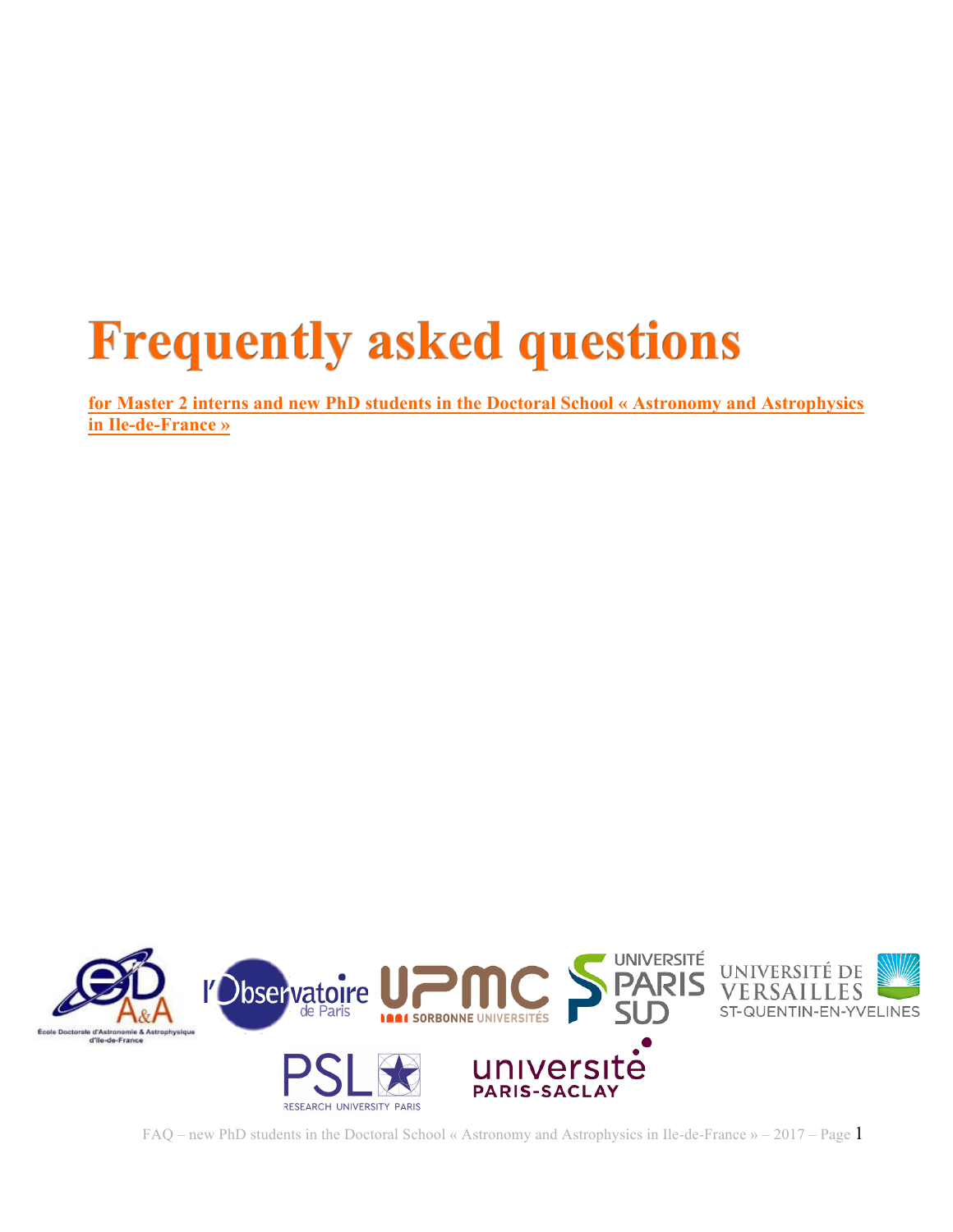# Frequently asked questions

**for Master 2 interns and new PhD students in the Doctoral School « Astronomy and Astrophysics in Ile-de-France »**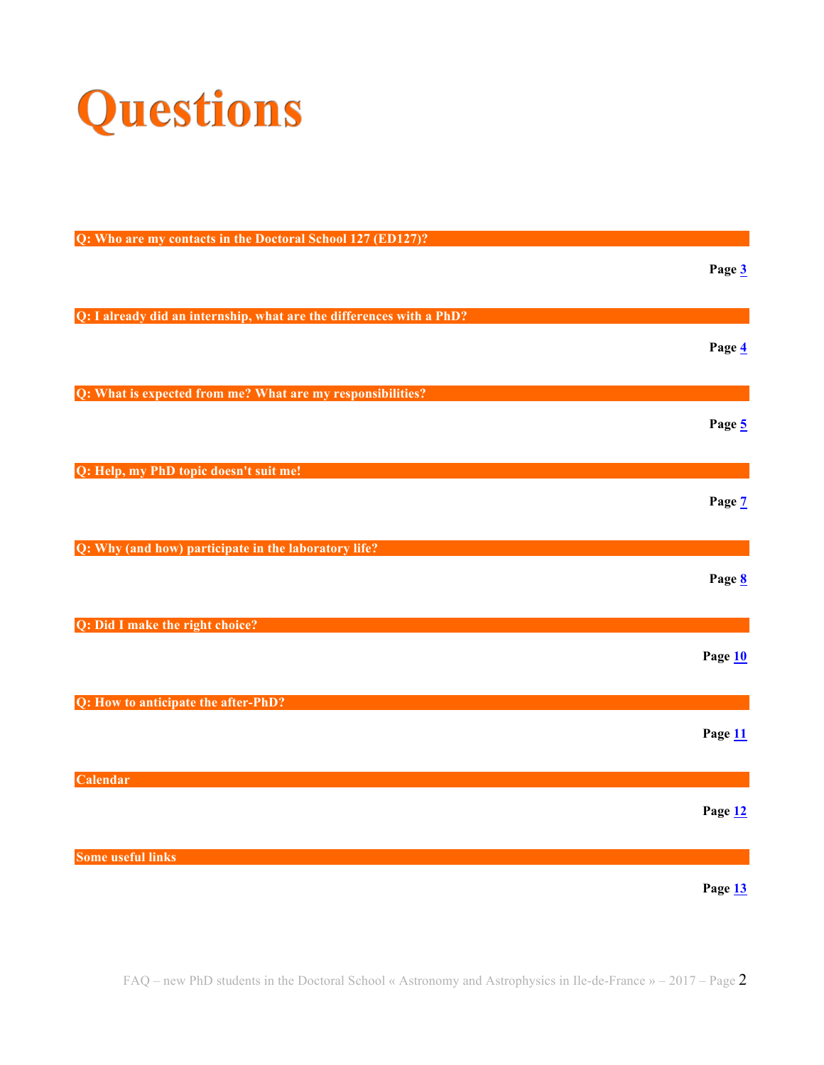# Questions

**Q: Who are my contacts in the Doctoral School 127 (ED127)?**

**Page 3**

**Q: I already did an internship, what are the differences with a PhD?**

**Page 4**

**Q: What is expected from me? What are my responsibilities?**

**Page 5**

**Q: Help, my PhD topic doesn't suit me!**

**Page 7**

**Q: Why (and how) participate in the laboratory life?**

**Page 8**

**Q: Did I make the right choice?**

**Page 10**

**Q: How to anticipate the after-PhD?**

**Page 11**

**Calendar**

**Page 12**

**Some useful links**

**Page 13**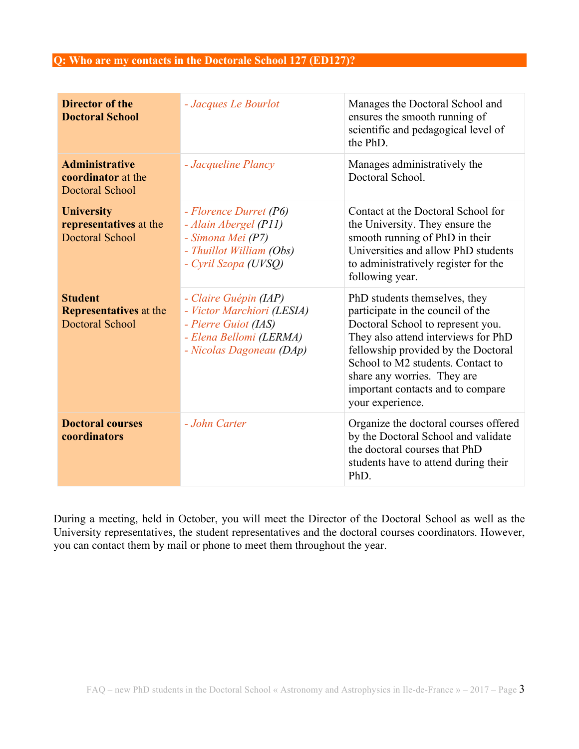## Q: Who are my contacts in the Doctorale School 127 (ED127)?

| | | |
|---|---|---|
| **Director of the Doctoral School** | *- Jacques Le Bourlot* | Manages the Doctoral School and ensures the smooth running of scientific and pedagogical level of the PhD. |
| **Administrative coordinator** at the Doctoral School | *- Jacqueline Plancy* | Manages administratively the Doctoral School. |
| **University representatives** at the Doctoral School | *- Florence Durret (P6)*<br>*- Alain Abergel (P11)*<br>*- Simona Mei (P7)*<br>*- Thuillot William (Obs)*<br>*- Cyril Szopa (UVSQ)* | Contact at the Doctoral School for the University. They ensure the smooth running of PhD in their Universities and allow PhD students to administratively register for the following year. |
| **Student Representatives** at the Doctoral School | *- Claire Guépin (IAP)*<br>*- Victor Marchiori (LESIA)*<br>*- Pierre Guiot (IAS)*<br>*- Elena Bellomi (LERMA)*<br>*- Nicolas Dagoneau (DAp)* | PhD students themselves, they participate in the council of the Doctoral School to represent you. They also attend interviews for PhD fellowship provided by the Doctoral School to M2 students. Contact to share any worries. They are important contacts and to compare your experience. |
| **Doctoral courses coordinators** | *- John Carter* | Organize the doctoral courses offered by the Doctoral School and validate the doctoral courses that PhD students have to attend during their PhD. |

During a meeting, held in October, you will meet the Director of the Doctoral School as well as the University representatives, the student representatives and the doctoral courses coordinators. However, you can contact them by mail or phone to meet them throughout the year.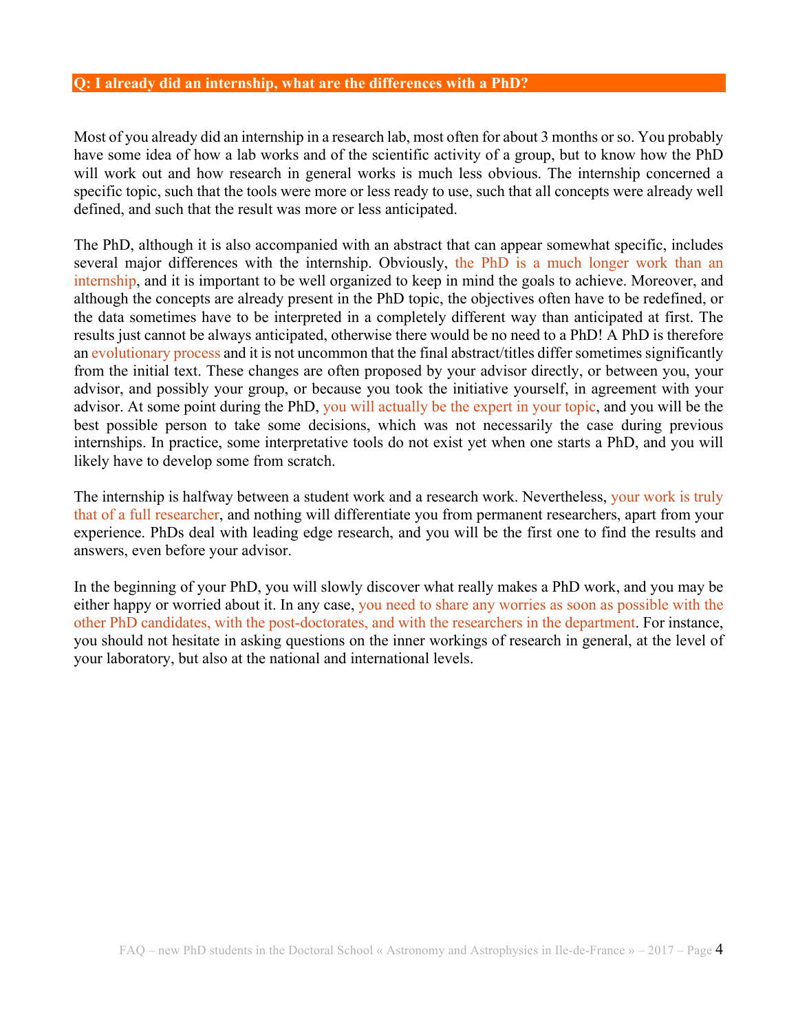**Q: I already did an internship, what are the differences with a PhD?**

Most of you already did an internship in a research lab, most often for about 3 months or so. You probably have some idea of how a lab works and of the scientific activity of a group, but to know how the PhD will work out and how research in general works is much less obvious. The internship concerned a specific topic, such that the tools were more or less ready to use, such that all concepts were already well defined, and such that the result was more or less anticipated.

The PhD, although it is also accompanied with an abstract that can appear somewhat specific, includes several major differences with the internship. Obviously, the PhD is a much longer work than an internship, and it is important to be well organized to keep in mind the goals to achieve. Moreover, and although the concepts are already present in the PhD topic, the objectives often have to be redefined, or the data sometimes have to be interpreted in a completely different way than anticipated at first. The results just cannot be always anticipated, otherwise there would be no need to a PhD! A PhD is therefore an evolutionary process and it is not uncommon that the final abstract/titles differ sometimes significantly from the initial text. These changes are often proposed by your advisor directly, or between you, your advisor, and possibly your group, or because you took the initiative yourself, in agreement with your advisor. At some point during the PhD, you will actually be the expert in your topic, and you will be the best possible person to take some decisions, which was not necessarily the case during previous internships. In practice, some interpretative tools do not exist yet when one starts a PhD, and you will likely have to develop some from scratch.

The internship is halfway between a student work and a research work. Nevertheless, your work is truly that of a full researcher, and nothing will differentiate you from permanent researchers, apart from your experience. PhDs deal with leading edge research, and you will be the first one to find the results and answers, even before your advisor.

In the beginning of your PhD, you will slowly discover what really makes a PhD work, and you may be either happy or worried about it. In any case, you need to share any worries as soon as possible with the other PhD candidates, with the post-doctorates, and with the researchers in the department. For instance, you should not hesitate in asking questions on the inner workings of research in general, at the level of your laboratory, but also at the national and international levels.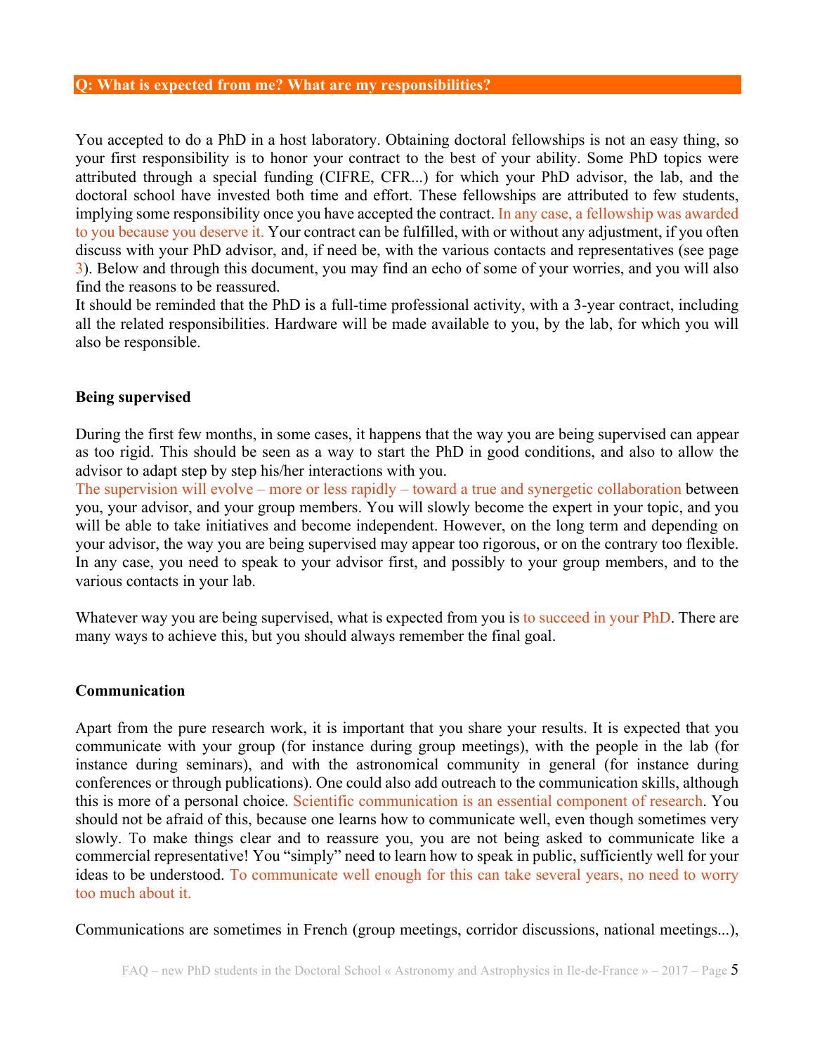## Q: What is expected from me? What are my responsibilities?

You accepted to do a PhD in a host laboratory. Obtaining doctoral fellowships is not an easy thing, so your first responsibility is to honor your contract to the best of your ability. Some PhD topics were attributed through a special funding (CIFRE, CFR...) for which your PhD advisor, the lab, and the doctoral school have invested both time and effort. These fellowships are attributed to few students, implying some responsibility once you have accepted the contract. In any case, a fellowship was awarded to you because you deserve it. Your contract can be fulfilled, with or without any adjustment, if you often discuss with your PhD advisor, and, if need be, with the various contacts and representatives (see page 3). Below and through this document, you may find an echo of some of your worries, and you will also find the reasons to be reassured.

It should be reminded that the PhD is a full-time professional activity, with a 3-year contract, including all the related responsibilities. Hardware will be made available to you, by the lab, for which you will also be responsible.

### Being supervised

During the first few months, in some cases, it happens that the way you are being supervised can appear as too rigid. This should be seen as a way to start the PhD in good conditions, and also to allow the advisor to adapt step by step his/her interactions with you.

The supervision will evolve – more or less rapidly – toward a true and synergetic collaboration between you, your advisor, and your group members. You will slowly become the expert in your topic, and you will be able to take initiatives and become independent. However, on the long term and depending on your advisor, the way you are being supervised may appear too rigorous, or on the contrary too flexible. In any case, you need to speak to your advisor first, and possibly to your group members, and to the various contacts in your lab.

Whatever way you are being supervised, what is expected from you is to succeed in your PhD. There are many ways to achieve this, but you should always remember the final goal.

### Communication

Apart from the pure research work, it is important that you share your results. It is expected that you communicate with your group (for instance during group meetings), with the people in the lab (for instance during seminars), and with the astronomical community in general (for instance during conferences or through publications). One could also add outreach to the communication skills, although this is more of a personal choice. Scientific communication is an essential component of research. You should not be afraid of this, because one learns how to communicate well, even though sometimes very slowly. To make things clear and to reassure you, you are not being asked to communicate like a commercial representative! You "simply" need to learn how to speak in public, sufficiently well for your ideas to be understood. To communicate well enough for this can take several years, no need to worry too much about it.

Communications are sometimes in French (group meetings, corridor discussions, national meetings...),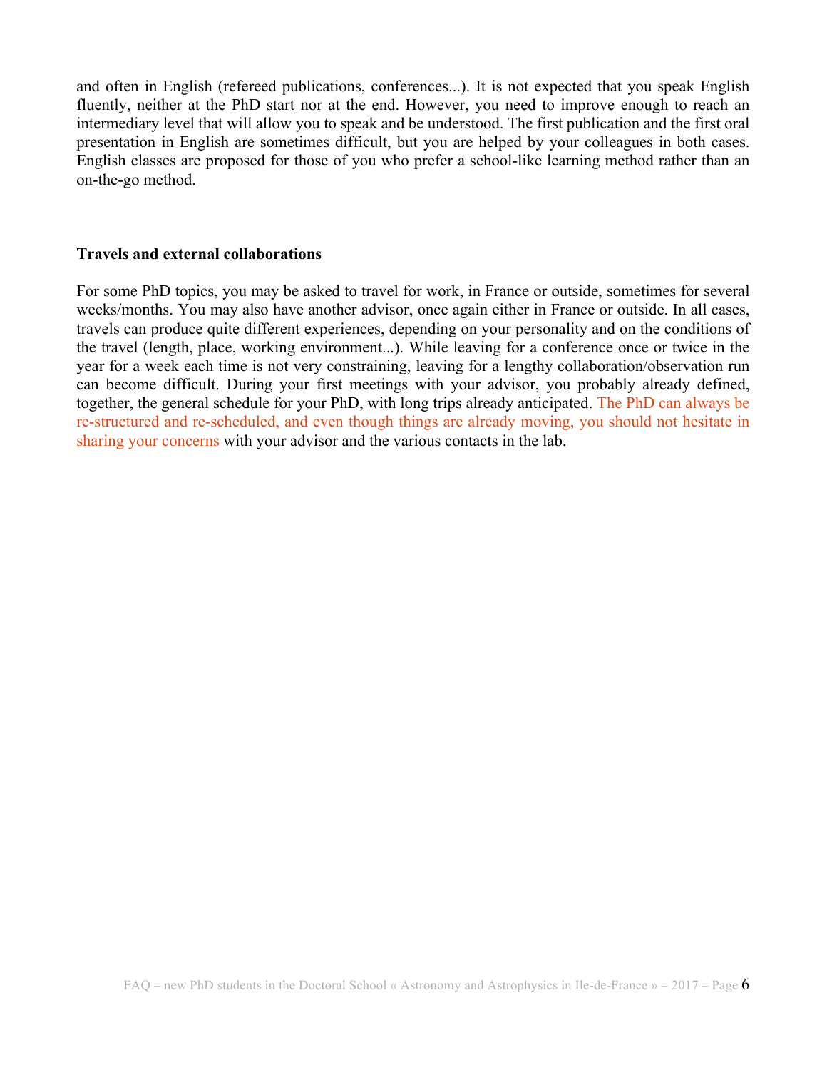and often in English (refereed publications, conferences...). It is not expected that you speak English fluently, neither at the PhD start nor at the end. However, you need to improve enough to reach an intermediary level that will allow you to speak and be understood. The first publication and the first oral presentation in English are sometimes difficult, but you are helped by your colleagues in both cases. English classes are proposed for those of you who prefer a school-like learning method rather than an on-the-go method.

**Travels and external collaborations**

For some PhD topics, you may be asked to travel for work, in France or outside, sometimes for several weeks/months. You may also have another advisor, once again either in France or outside. In all cases, travels can produce quite different experiences, depending on your personality and on the conditions of the travel (length, place, working environment...). While leaving for a conference once or twice in the year for a week each time is not very constraining, leaving for a lengthy collaboration/observation run can become difficult. During your first meetings with your advisor, you probably already defined, together, the general schedule for your PhD, with long trips already anticipated. The PhD can always be re-structured and re-scheduled, and even though things are already moving, you should not hesitate in sharing your concerns with your advisor and the various contacts in the lab.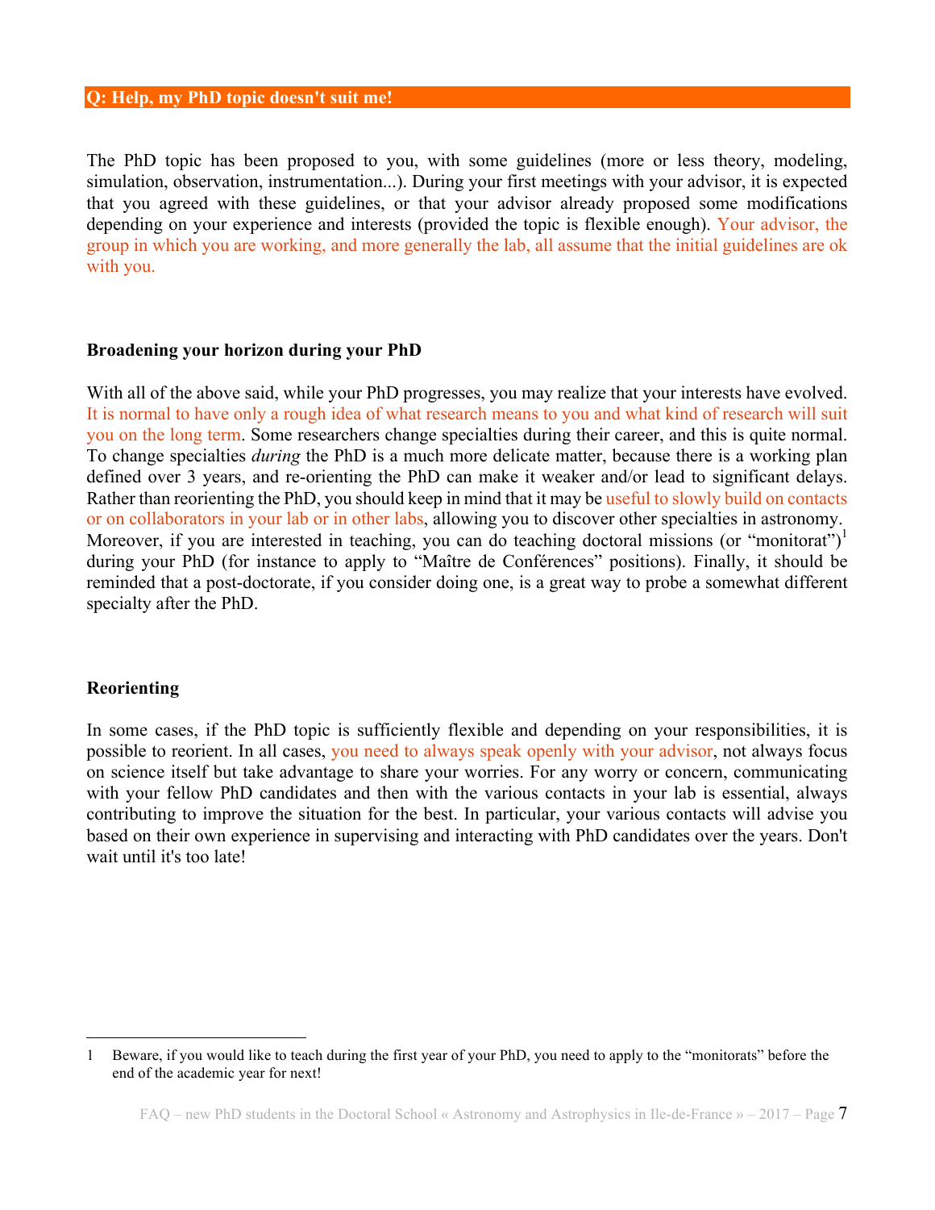## Q: Help, my PhD topic doesn't suit me!

The PhD topic has been proposed to you, with some guidelines (more or less theory, modeling, simulation, observation, instrumentation...). During your first meetings with your advisor, it is expected that you agreed with these guidelines, or that your advisor already proposed some modifications depending on your experience and interests (provided the topic is flexible enough). Your advisor, the group in which you are working, and more generally the lab, all assume that the initial guidelines are ok with you.

### Broadening your horizon during your PhD

With all of the above said, while your PhD progresses, you may realize that your interests have evolved. It is normal to have only a rough idea of what research means to you and what kind of research will suit you on the long term. Some researchers change specialties during their career, and this is quite normal. To change specialties *during* the PhD is a much more delicate matter, because there is a working plan defined over 3 years, and re-orienting the PhD can make it weaker and/or lead to significant delays. Rather than reorienting the PhD, you should keep in mind that it may be useful to slowly build on contacts or on collaborators in your lab or in other labs, allowing you to discover other specialties in astronomy. Moreover, if you are interested in teaching, you can do teaching doctoral missions (or "monitorat")[1] during your PhD (for instance to apply to "Maître de Conférences" positions). Finally, it should be reminded that a post-doctorate, if you consider doing one, is a great way to probe a somewhat different specialty after the PhD.

### Reorienting

In some cases, if the PhD topic is sufficiently flexible and depending on your responsibilities, it is possible to reorient. In all cases, you need to always speak openly with your advisor, not always focus on science itself but take advantage to share your worries. For any worry or concern, communicating with your fellow PhD candidates and then with the various contacts in your lab is essential, always contributing to improve the situation for the best. In particular, your various contacts will advise you based on their own experience in supervising and interacting with PhD candidates over the years. Don't wait until it's too late!

---

1 Beware, if you would like to teach during the first year of your PhD, you need to apply to the "monitorats" before the end of the academic year for next!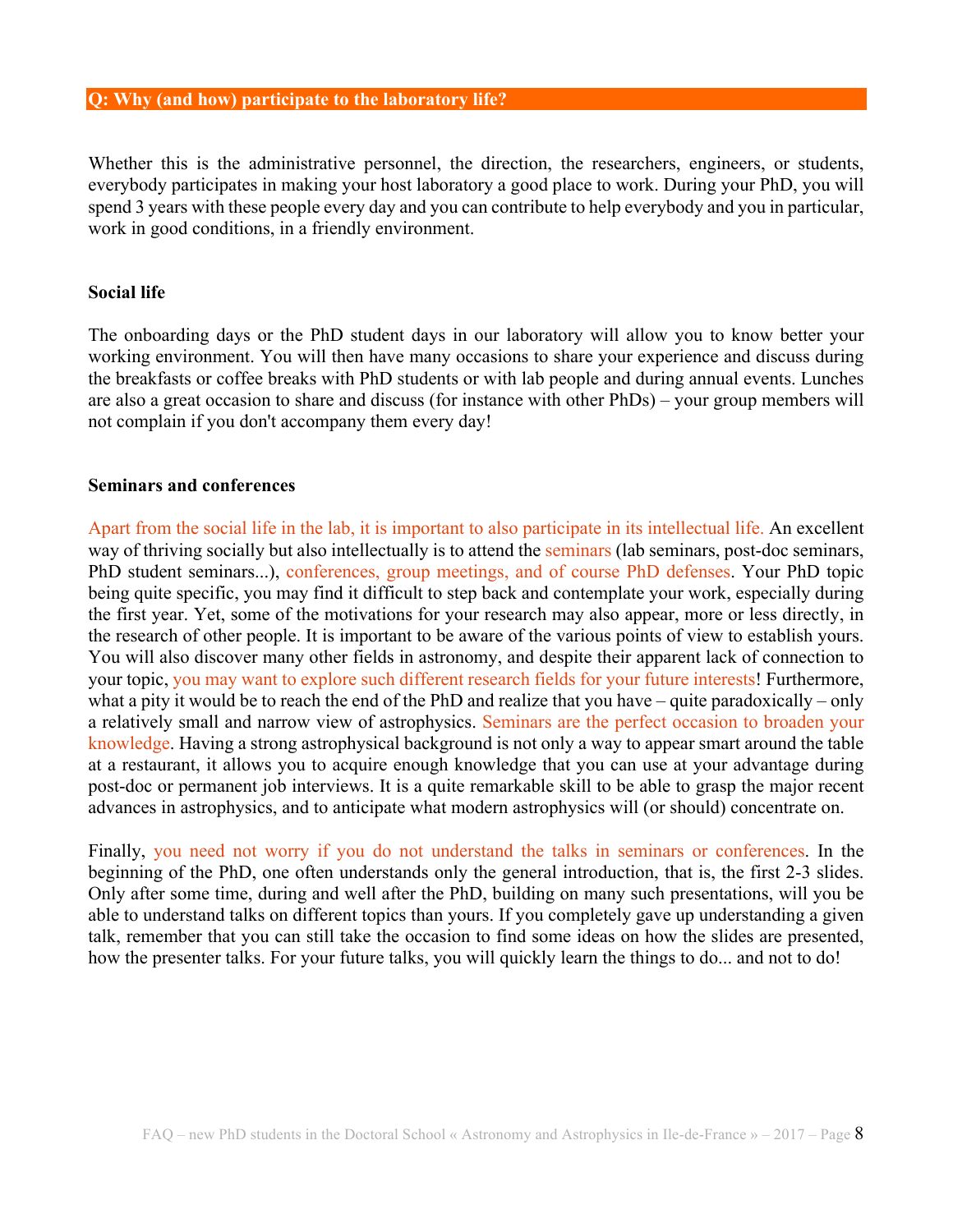## Q: Why (and how) participate to the laboratory life?

Whether this is the administrative personnel, the direction, the researchers, engineers, or students, everybody participates in making your host laboratory a good place to work. During your PhD, you will spend 3 years with these people every day and you can contribute to help everybody and you in particular, work in good conditions, in a friendly environment.

### Social life

The onboarding days or the PhD student days in our laboratory will allow you to know better your working environment. You will then have many occasions to share your experience and discuss during the breakfasts or coffee breaks with PhD students or with lab people and during annual events. Lunches are also a great occasion to share and discuss (for instance with other PhDs) – your group members will not complain if you don't accompany them every day!

### Seminars and conferences

Apart from the social life in the lab, it is important to also participate in its intellectual life. An excellent way of thriving socially but also intellectually is to attend the seminars (lab seminars, post-doc seminars, PhD student seminars...), conferences, group meetings, and of course PhD defenses. Your PhD topic being quite specific, you may find it difficult to step back and contemplate your work, especially during the first year. Yet, some of the motivations for your research may also appear, more or less directly, in the research of other people. It is important to be aware of the various points of view to establish yours. You will also discover many other fields in astronomy, and despite their apparent lack of connection to your topic, you may want to explore such different research fields for your future interests! Furthermore, what a pity it would be to reach the end of the PhD and realize that you have – quite paradoxically – only a relatively small and narrow view of astrophysics. Seminars are the perfect occasion to broaden your knowledge. Having a strong astrophysical background is not only a way to appear smart around the table at a restaurant, it allows you to acquire enough knowledge that you can use at your advantage during post-doc or permanent job interviews. It is a quite remarkable skill to be able to grasp the major recent advances in astrophysics, and to anticipate what modern astrophysics will (or should) concentrate on.

Finally, you need not worry if you do not understand the talks in seminars or conferences. In the beginning of the PhD, one often understands only the general introduction, that is, the first 2-3 slides. Only after some time, during and well after the PhD, building on many such presentations, will you be able to understand talks on different topics than yours. If you completely gave up understanding a given talk, remember that you can still take the occasion to find some ideas on how the slides are presented, how the presenter talks. For your future talks, you will quickly learn the things to do... and not to do!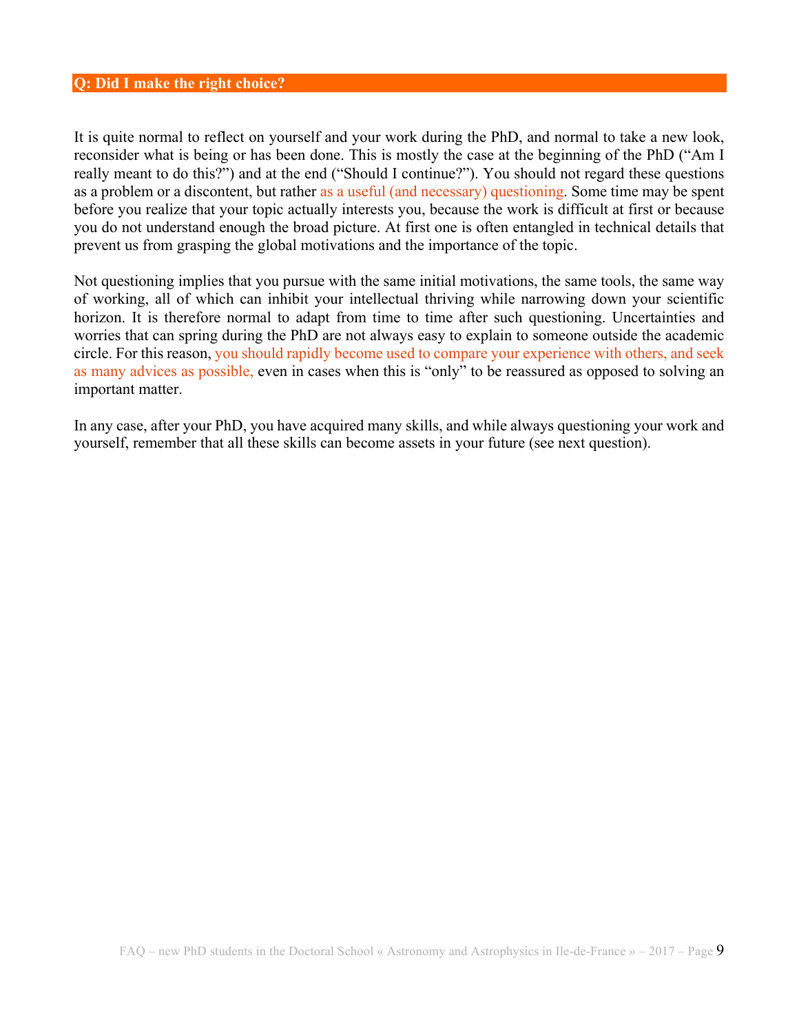## Q: Did I make the right choice?

It is quite normal to reflect on yourself and your work during the PhD, and normal to take a new look, reconsider what is being or has been done. This is mostly the case at the beginning of the PhD ("Am I really meant to do this?") and at the end ("Should I continue?"). You should not regard these questions as a problem or a discontent, but rather as a useful (and necessary) questioning. Some time may be spent before you realize that your topic actually interests you, because the work is difficult at first or because you do not understand enough the broad picture. At first one is often entangled in technical details that prevent us from grasping the global motivations and the importance of the topic.

Not questioning implies that you pursue with the same initial motivations, the same tools, the same way of working, all of which can inhibit your intellectual thriving while narrowing down your scientific horizon. It is therefore normal to adapt from time to time after such questioning. Uncertainties and worries that can spring during the PhD are not always easy to explain to someone outside the academic circle. For this reason, you should rapidly become used to compare your experience with others, and seek as many advices as possible, even in cases when this is "only" to be reassured as opposed to solving an important matter.

In any case, after your PhD, you have acquired many skills, and while always questioning your work and yourself, remember that all these skills can become assets in your future (see next question).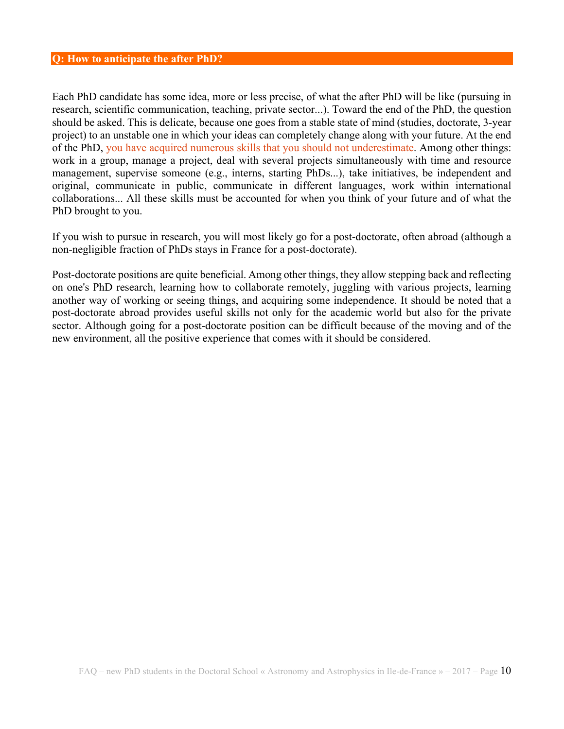## Q: How to anticipate the after PhD?

Each PhD candidate has some idea, more or less precise, of what the after PhD will be like (pursuing in research, scientific communication, teaching, private sector...). Toward the end of the PhD, the question should be asked. This is delicate, because one goes from a stable state of mind (studies, doctorate, 3-year project) to an unstable one in which your ideas can completely change along with your future. At the end of the PhD, you have acquired numerous skills that you should not underestimate. Among other things: work in a group, manage a project, deal with several projects simultaneously with time and resource management, supervise someone (e.g., interns, starting PhDs...), take initiatives, be independent and original, communicate in public, communicate in different languages, work within international collaborations... All these skills must be accounted for when you think of your future and of what the PhD brought to you.

If you wish to pursue in research, you will most likely go for a post-doctorate, often abroad (although a non-negligible fraction of PhDs stays in France for a post-doctorate).

Post-doctorate positions are quite beneficial. Among other things, they allow stepping back and reflecting on one's PhD research, learning how to collaborate remotely, juggling with various projects, learning another way of working or seeing things, and acquiring some independence. It should be noted that a post-doctorate abroad provides useful skills not only for the academic world but also for the private sector. Although going for a post-doctorate position can be difficult because of the moving and of the new environment, all the positive experience that comes with it should be considered.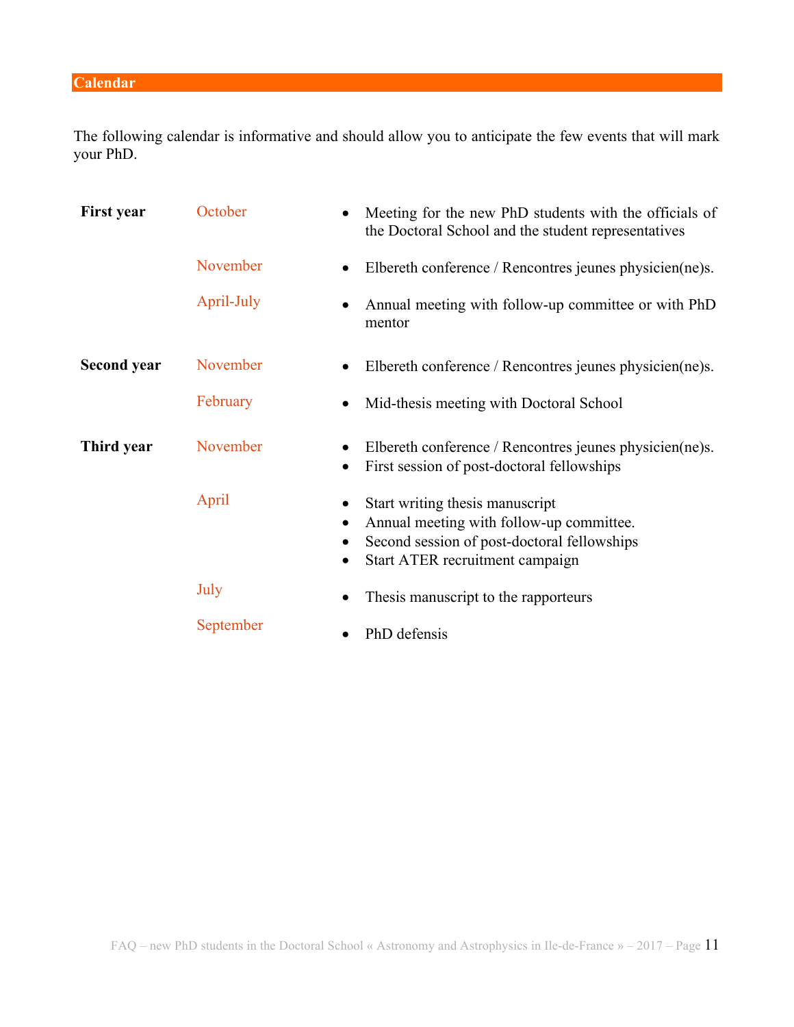## Calendar

The following calendar is informative and should allow you to anticipate the few events that will mark your PhD.

| | | |
|---|---|---|
| **First year** | October | • Meeting for the new PhD students with the officials of the Doctoral School and the student representatives |
| | November | • Elbereth conference / Rencontres jeunes physicien(ne)s. |
| | April-July | • Annual meeting with follow-up committee or with PhD mentor |
| **Second year** | November | • Elbereth conference / Rencontres jeunes physicien(ne)s. |
| | February | • Mid-thesis meeting with Doctoral School |
| **Third year** | November | • Elbereth conference / Rencontres jeunes physicien(ne)s.<br>• First session of post-doctoral fellowships |
| | April | • Start writing thesis manuscript<br>• Annual meeting with follow-up committee.<br>• Second session of post-doctoral fellowships<br>• Start ATER recruitment campaign |
| | July | • Thesis manuscript to the rapporteurs |
| | September | • PhD defensis |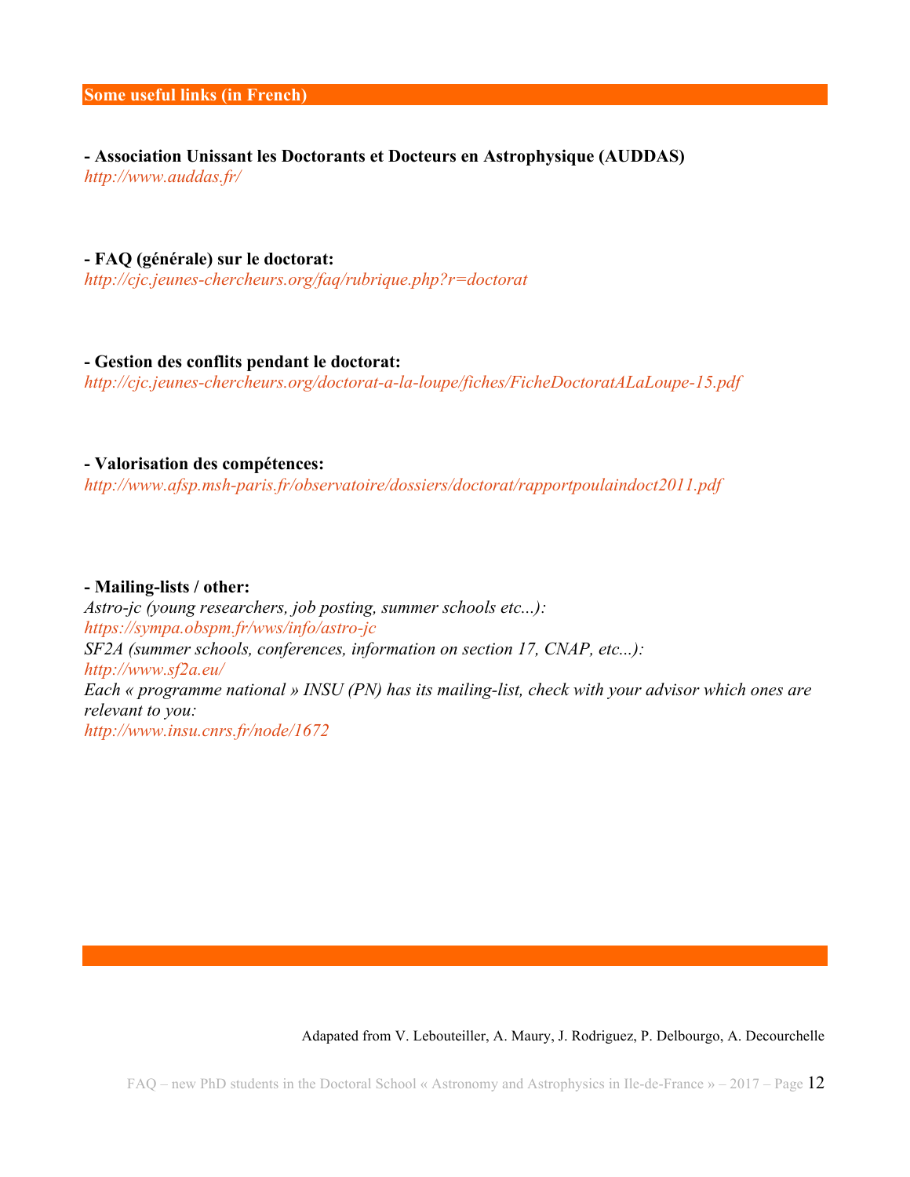## Some useful links (in French)

**- Association Unissant les Doctorants et Docteurs en Astrophysique (AUDDAS)**
*http://www.auddas.fr/*

**- FAQ (générale) sur le doctorat:**
*http://cjc.jeunes-chercheurs.org/faq/rubrique.php?r=doctorat*

**- Gestion des conflits pendant le doctorat:**
*http://cjc.jeunes-chercheurs.org/doctorat-a-la-loupe/fiches/FicheDoctoratALaLoupe-15.pdf*

**- Valorisation des compétences:**
*http://www.afsp.msh-paris.fr/observatoire/dossiers/doctorat/rapportpoulaindoct2011.pdf*

**- Mailing-lists / other:**
*Astro-jc (young researchers, job posting, summer schools etc...):*
*https://sympa.obspm.fr/wws/info/astro-jc*
*SF2A (summer schools, conferences, information on section 17, CNAP, etc...):*
*http://www.sf2a.eu/*
*Each « programme national » INSU (PN) has its mailing-list, check with your advisor which ones are relevant to you:*
*http://www.insu.cnrs.fr/node/1672*

Adapated from V. Lebouteiller, A. Maury, J. Rodriguez, P. Delbourgo, A. Decourchelle